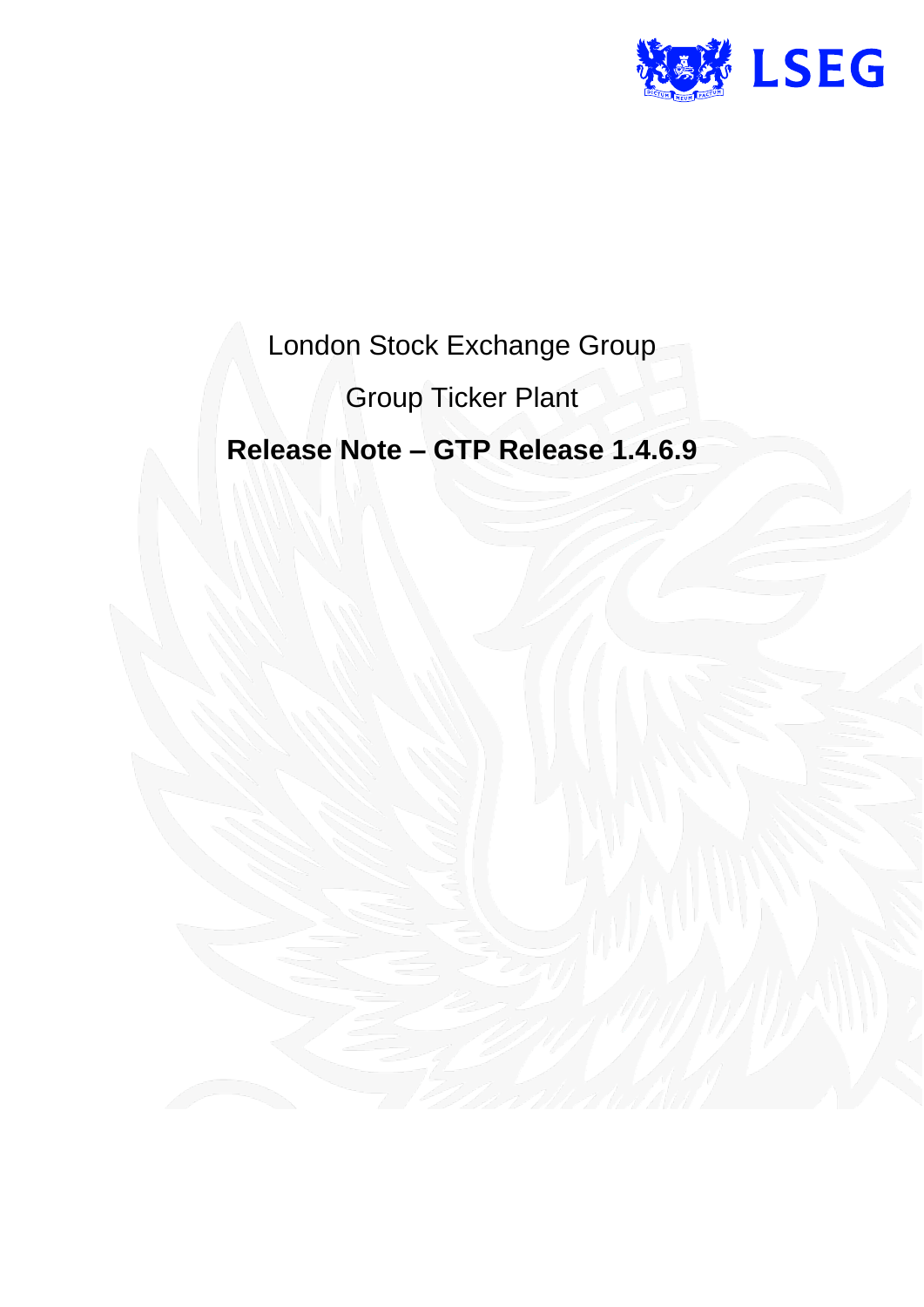London Stock Exchange Group

Group Ticker Plant

**Release Note – GTP Release 1.4.6.9**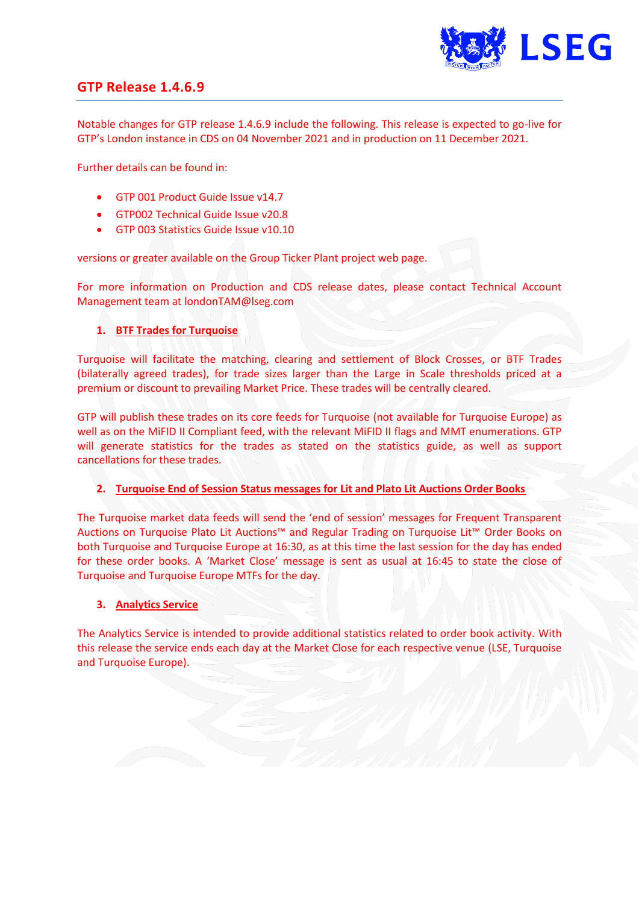## GTP Release 1.4.6.9

Notable changes for GTP release 1.4.6.9 include the following. This release is expected to go-live for GTP's London instance in CDS on 04 November 2021 and in production on 11 December 2021.

Further details can be found in:

- GTP 001 Product Guide Issue v14.7
- GTP002 Technical Guide Issue v20.8
- GTP 003 Statistics Guide Issue v10.10

versions or greater available on the Group Ticker Plant project web page.

For more information on Production and CDS release dates, please contact Technical Account Management team at londonTAM@lseg.com

### 1. BTF Trades for Turquoise

Turquoise will facilitate the matching, clearing and settlement of Block Crosses, or BTF Trades (bilaterally agreed trades), for trade sizes larger than the Large in Scale thresholds priced at a premium or discount to prevailing Market Price. These trades will be centrally cleared.

GTP will publish these trades on its core feeds for Turquoise (not available for Turquoise Europe) as well as on the MiFID II Compliant feed, with the relevant MiFID II flags and MMT enumerations. GTP will generate statistics for the trades as stated on the statistics guide, as well as support cancellations for these trades.

### 2. Turquoise End of Session Status messages for Lit and Plato Lit Auctions Order Books

The Turquoise market data feeds will send the 'end of session' messages for Frequent Transparent Auctions on Turquoise Plato Lit Auctions™ and Regular Trading on Turquoise Lit™ Order Books on both Turquoise and Turquoise Europe at 16:30, as at this time the last session for the day has ended for these order books. A 'Market Close' message is sent as usual at 16:45 to state the close of Turquoise and Turquoise Europe MTFs for the day.

### 3. Analytics Service

The Analytics Service is intended to provide additional statistics related to order book activity. With this release the service ends each day at the Market Close for each respective venue (LSE, Turquoise and Turquoise Europe).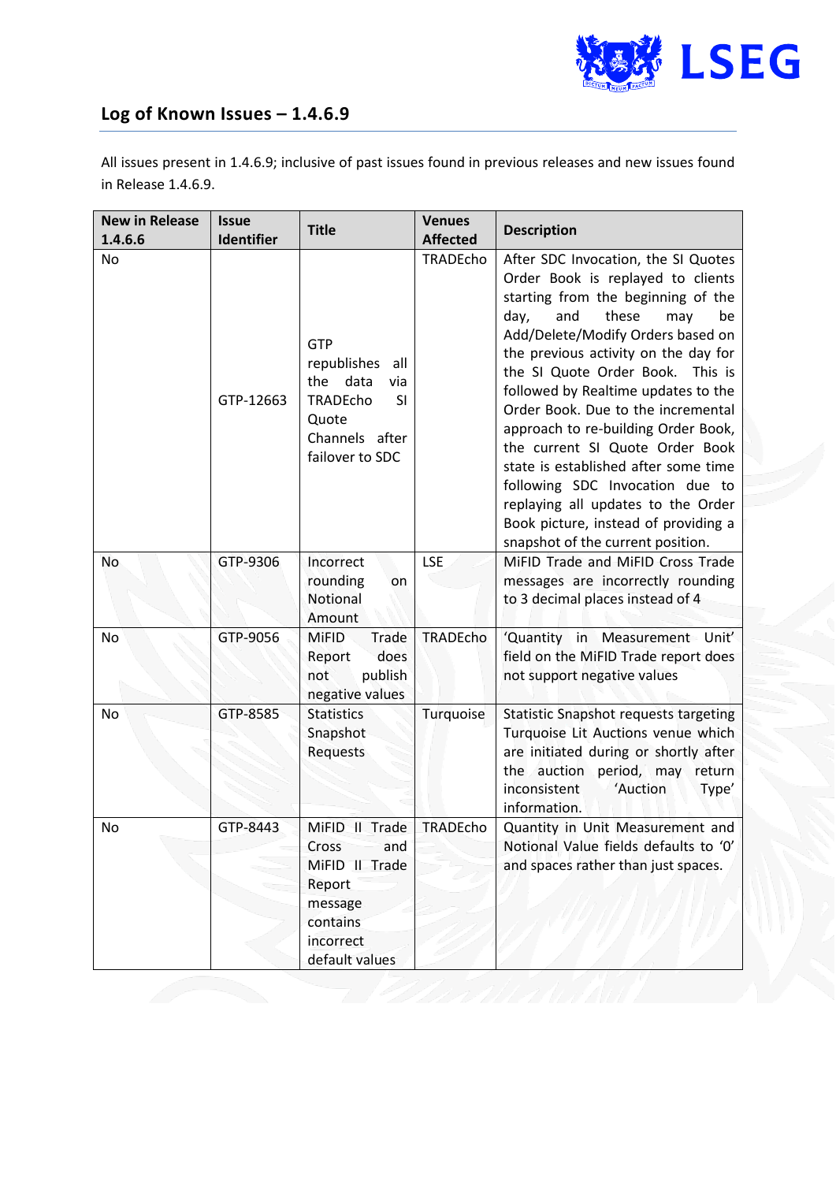## Log of Known Issues – 1.4.6.9

All issues present in 1.4.6.9; inclusive of past issues found in previous releases and new issues found in Release 1.4.6.9.

| New in Release 1.4.6.6 | Issue Identifier | Title | Venues Affected | Description |
|---|---|---|---|---|
| No | GTP-12663 | GTP republishes all the data via TRADEcho SI Quote Channels after failover to SDC | TRADEcho | After SDC Invocation, the SI Quotes Order Book is replayed to clients starting from the beginning of the day, and these may be Add/Delete/Modify Orders based on the previous activity on the day for the SI Quote Order Book. This is followed by Realtime updates to the Order Book. Due to the incremental approach to re-building Order Book, the current SI Quote Order Book state is established after some time following SDC Invocation due to replaying all updates to the Order Book picture, instead of providing a snapshot of the current position. |
| No | GTP-9306 | Incorrect rounding on Notional Amount | LSE | MiFID Trade and MiFID Cross Trade messages are incorrectly rounding to 3 decimal places instead of 4 |
| No | GTP-9056 | MiFID Trade Report does not publish negative values | TRADEcho | 'Quantity in Measurement Unit' field on the MiFID Trade report does not support negative values |
| No | GTP-8585 | Statistics Snapshot Requests | Turquoise | Statistic Snapshot requests targeting Turquoise Lit Auctions venue which are initiated during or shortly after the auction period, may return inconsistent 'Auction Type' information. |
| No | GTP-8443 | MiFID II Trade Cross and MiFID II Trade Report message contains incorrect default values | TRADEcho | Quantity in Unit Measurement and Notional Value fields defaults to '0' and spaces rather than just spaces. |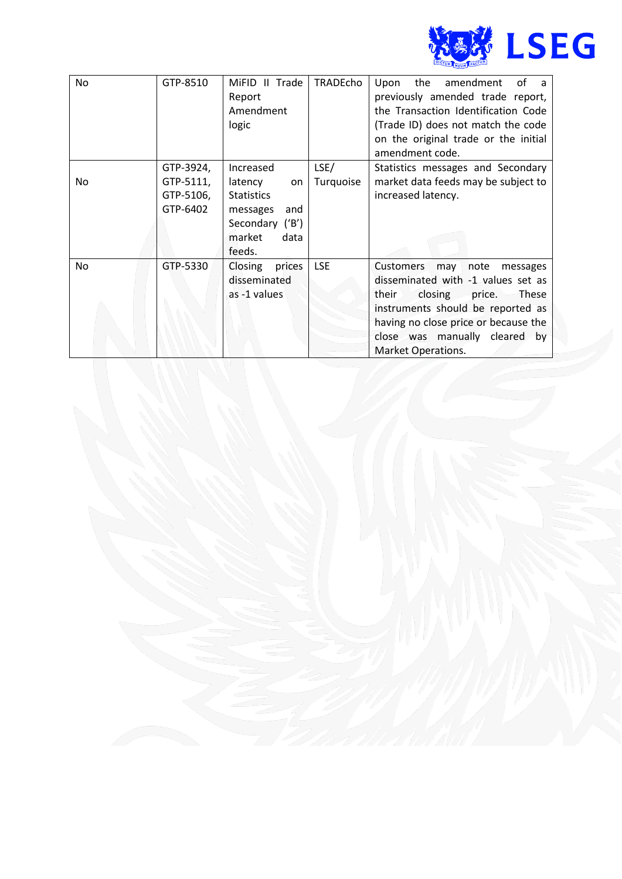| | | | | |
|---|---|---|---|---|
| No | GTP-8510 | MiFID II Trade Report Amendment logic | TRADEcho | Upon the amendment of a previously amended trade report, the Transaction Identification Code (Trade ID) does not match the code on the original trade or the initial amendment code. |
| No | GTP-3924, GTP-5111, GTP-5106, GTP-6402 | Increased latency on Statistics messages and Secondary ('B') market data feeds. | LSE/ Turquoise | Statistics messages and Secondary market data feeds may be subject to increased latency. |
| No | GTP-5330 | Closing prices disseminated as -1 values | LSE | Customers may note messages disseminated with -1 values set as their closing price. These instruments should be reported as having no close price or because the close was manually cleared by Market Operations. |